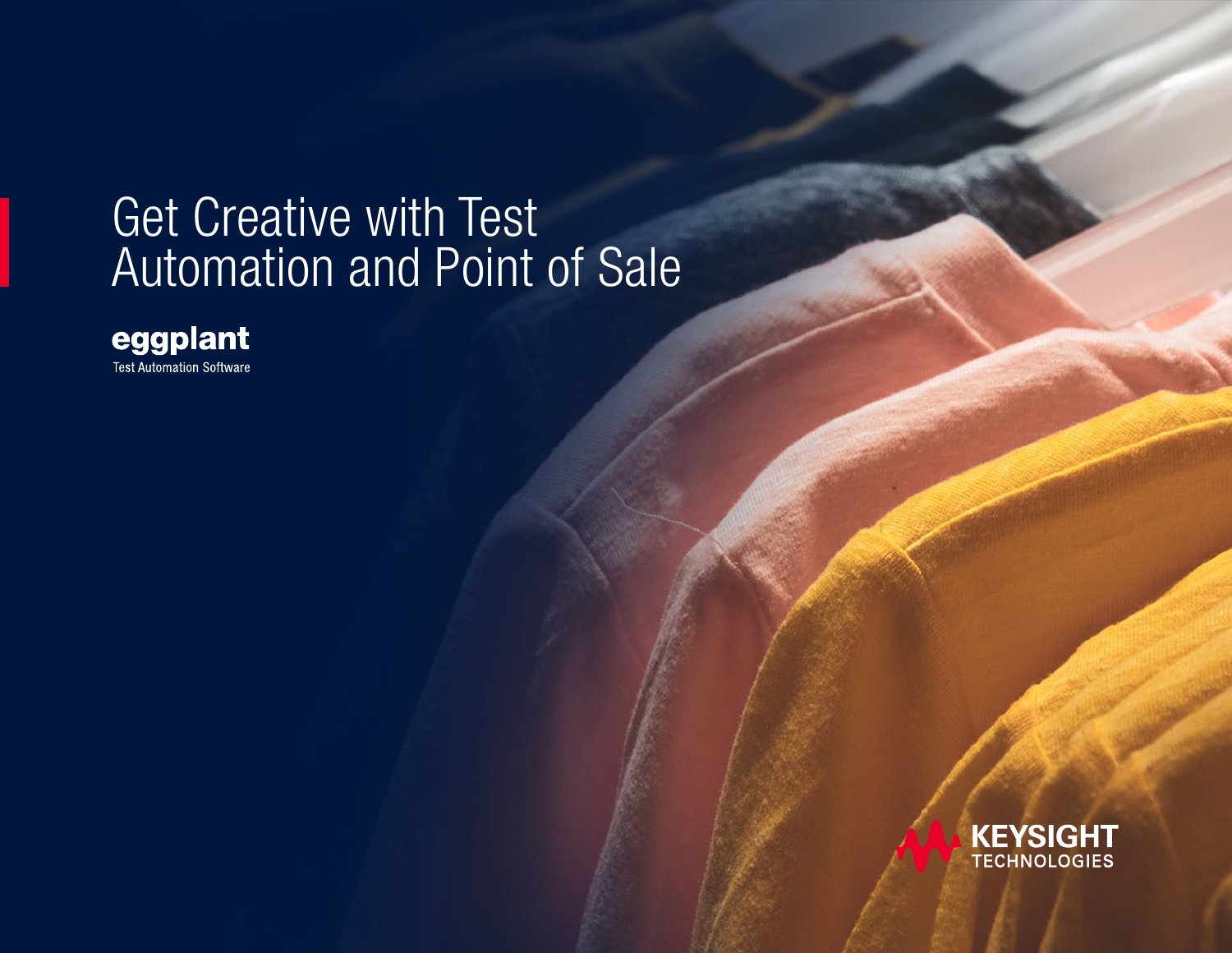# Get Creative with Test Automation and Point of Sale

**eggplant**
Test Automation Software

KEYSIGHT TECHNOLOGIES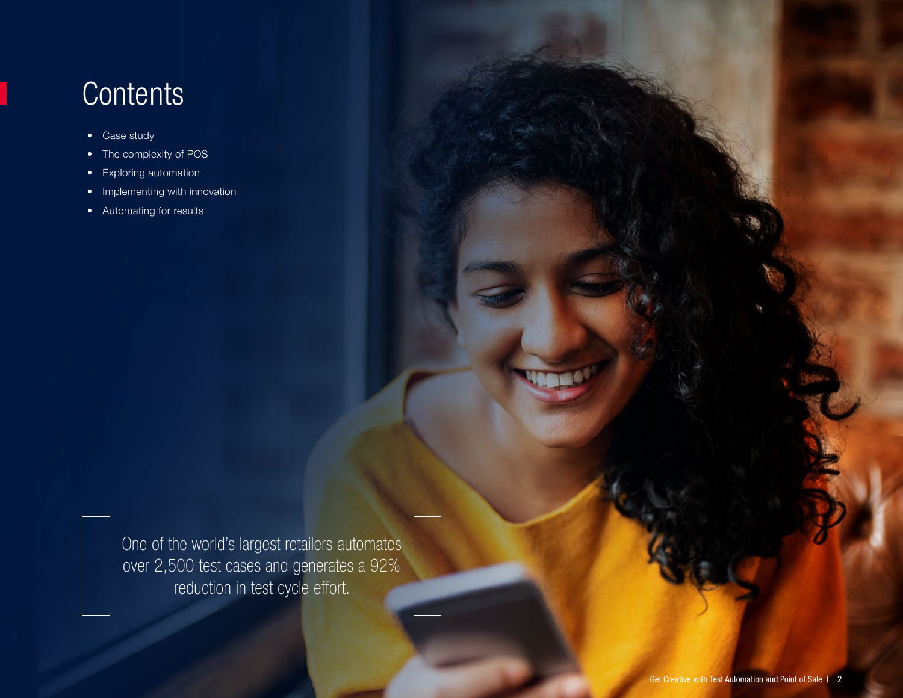# Contents

- Case study
- The complexity of POS
- Exploring automation
- Implementing with innovation
- Automating for results

One of the world's largest retailers automates over 2,500 test cases and generates a 92% reduction in test cycle effort.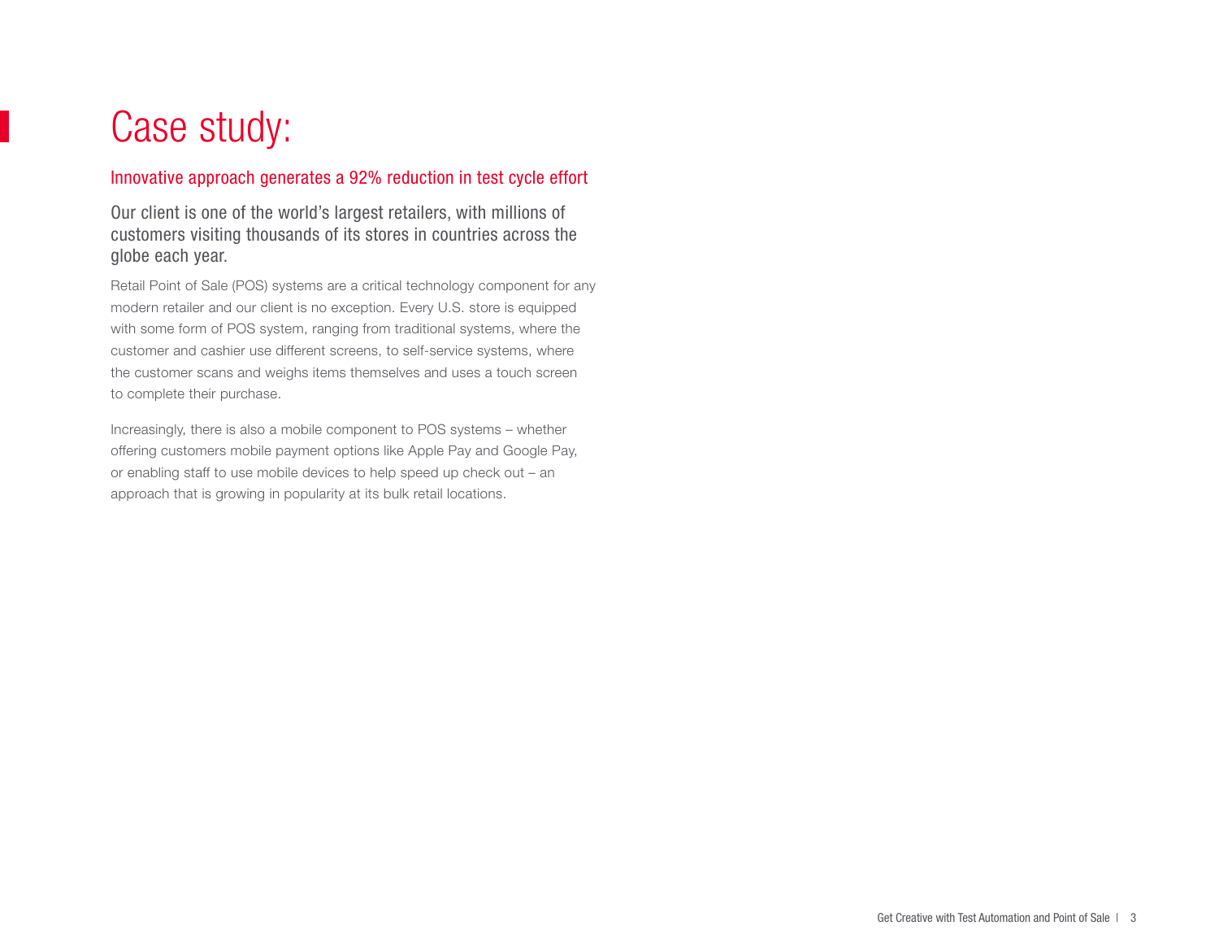# Case study:

## Innovative approach generates a 92% reduction in test cycle effort

### Our client is one of the world's largest retailers, with millions of customers visiting thousands of its stores in countries across the globe each year.

Retail Point of Sale (POS) systems are a critical technology component for any modern retailer and our client is no exception. Every U.S. store is equipped with some form of POS system, ranging from traditional systems, where the customer and cashier use different screens, to self-service systems, where the customer scans and weighs items themselves and uses a touch screen to complete their purchase.

Increasingly, there is also a mobile component to POS systems – whether offering customers mobile payment options like Apple Pay and Google Pay, or enabling staff to use mobile devices to help speed up check out – an approach that is growing in popularity at its bulk retail locations.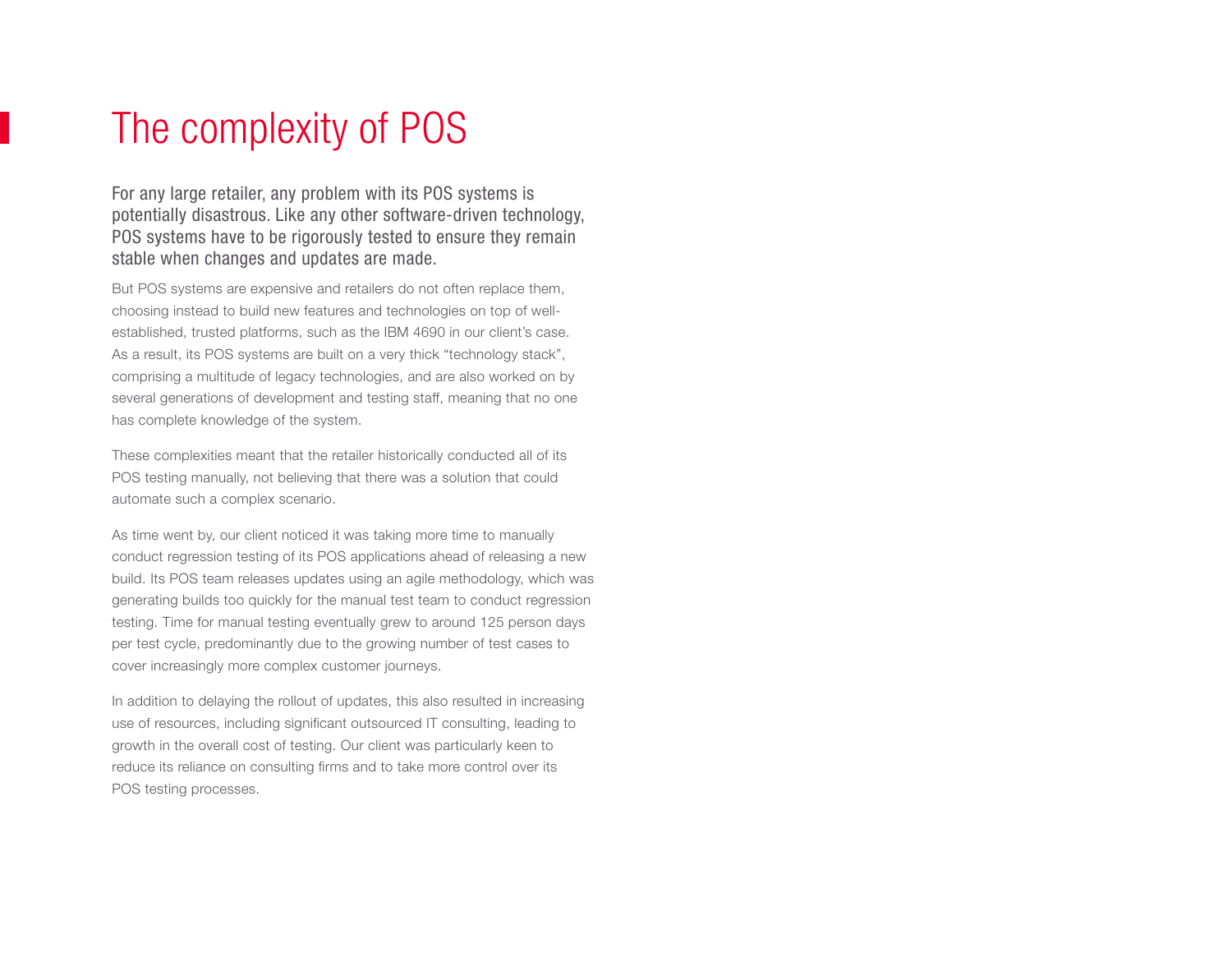# The complexity of POS

For any large retailer, any problem with its POS systems is potentially disastrous. Like any other software-driven technology, POS systems have to be rigorously tested to ensure they remain stable when changes and updates are made.

But POS systems are expensive and retailers do not often replace them, choosing instead to build new features and technologies on top of well-established, trusted platforms, such as the IBM 4690 in our client's case. As a result, its POS systems are built on a very thick "technology stack", comprising a multitude of legacy technologies, and are also worked on by several generations of development and testing staff, meaning that no one has complete knowledge of the system.

These complexities meant that the retailer historically conducted all of its POS testing manually, not believing that there was a solution that could automate such a complex scenario.

As time went by, our client noticed it was taking more time to manually conduct regression testing of its POS applications ahead of releasing a new build. Its POS team releases updates using an agile methodology, which was generating builds too quickly for the manual test team to conduct regression testing. Time for manual testing eventually grew to around 125 person days per test cycle, predominantly due to the growing number of test cases to cover increasingly more complex customer journeys.

In addition to delaying the rollout of updates, this also resulted in increasing use of resources, including significant outsourced IT consulting, leading to growth in the overall cost of testing. Our client was particularly keen to reduce its reliance on consulting firms and to take more control over its POS testing processes.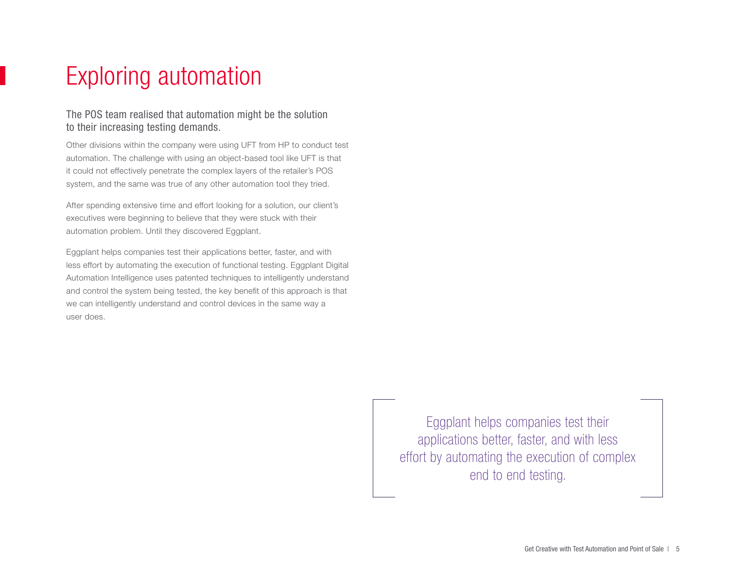# Exploring automation

The POS team realised that automation might be the solution to their increasing testing demands.

Other divisions within the company were using UFT from HP to conduct test automation. The challenge with using an object-based tool like UFT is that it could not effectively penetrate the complex layers of the retailer's POS system, and the same was true of any other automation tool they tried.

After spending extensive time and effort looking for a solution, our client's executives were beginning to believe that they were stuck with their automation problem. Until they discovered Eggplant.

Eggplant helps companies test their applications better, faster, and with less effort by automating the execution of functional testing. Eggplant Digital Automation Intelligence uses patented techniques to intelligently understand and control the system being tested, the key benefit of this approach is that we can intelligently understand and control devices in the same way a user does.

> Eggplant helps companies test their applications better, faster, and with less effort by automating the execution of complex end to end testing.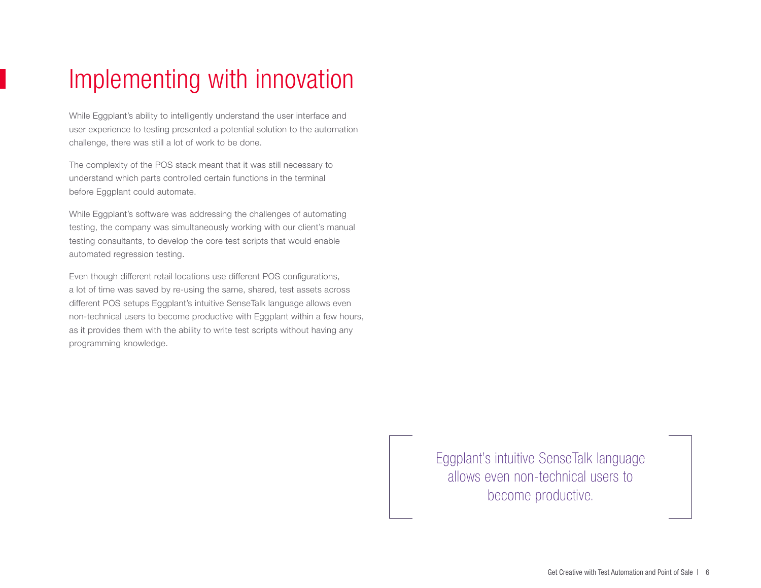# Implementing with innovation

While Eggplant's ability to intelligently understand the user interface and user experience to testing presented a potential solution to the automation challenge, there was still a lot of work to be done.

The complexity of the POS stack meant that it was still necessary to understand which parts controlled certain functions in the terminal before Eggplant could automate.

While Eggplant's software was addressing the challenges of automating testing, the company was simultaneously working with our client's manual testing consultants, to develop the core test scripts that would enable automated regression testing.

Even though different retail locations use different POS configurations, a lot of time was saved by re-using the same, shared, test assets across different POS setups Eggplant's intuitive SenseTalk language allows even non-technical users to become productive with Eggplant within a few hours, as it provides them with the ability to write test scripts without having any programming knowledge.

> Eggplant's intuitive SenseTalk language allows even non-technical users to become productive.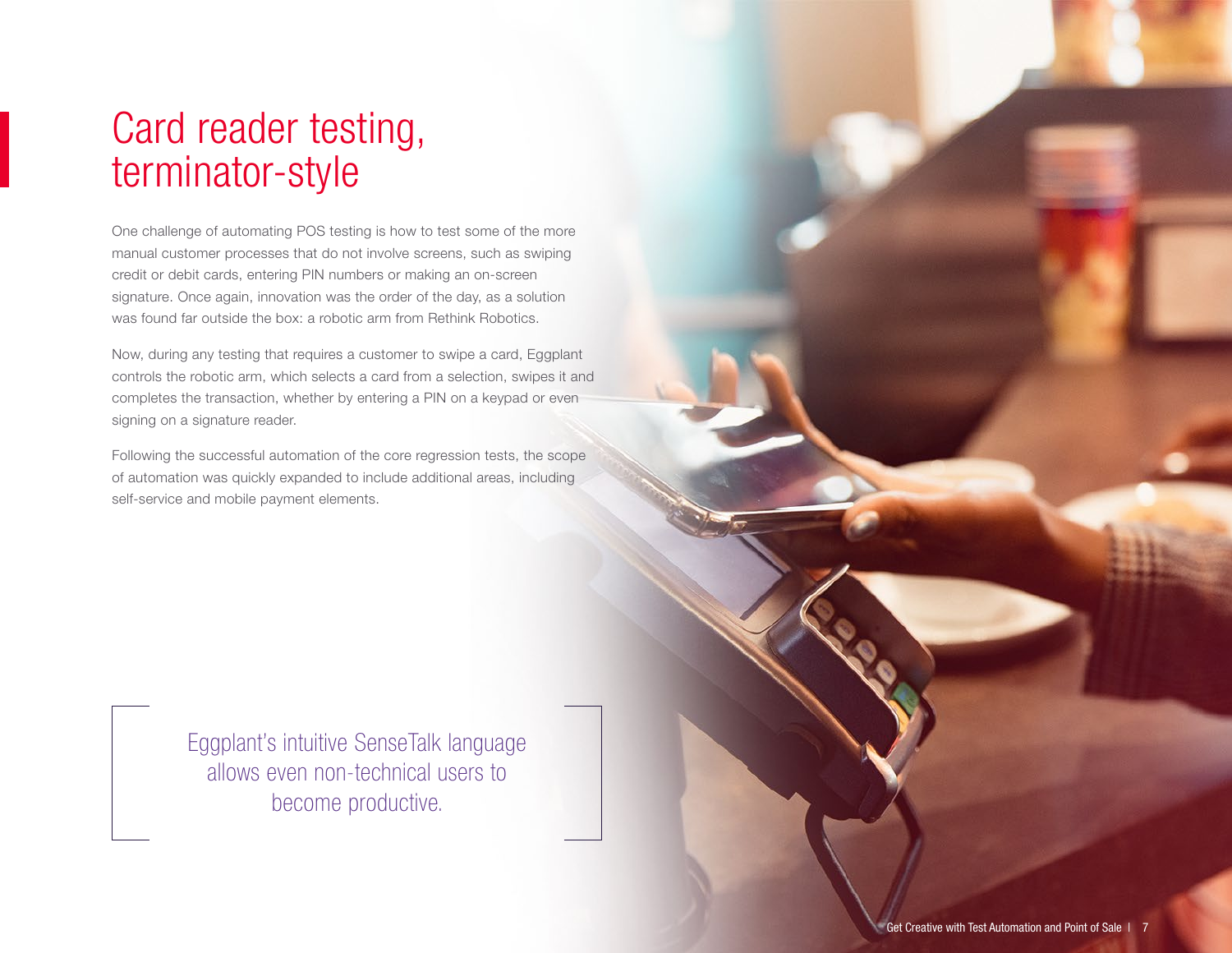# Card reader testing, terminator-style

One challenge of automating POS testing is how to test some of the more manual customer processes that do not involve screens, such as swiping credit or debit cards, entering PIN numbers or making an on-screen signature. Once again, innovation was the order of the day, as a solution was found far outside the box: a robotic arm from Rethink Robotics.

Now, during any testing that requires a customer to swipe a card, Eggplant controls the robotic arm, which selects a card from a selection, swipes it and completes the transaction, whether by entering a PIN on a keypad or even signing on a signature reader.

Following the successful automation of the core regression tests, the scope of automation was quickly expanded to include additional areas, including self-service and mobile payment elements.

> Eggplant's intuitive SenseTalk language allows even non-technical users to become productive.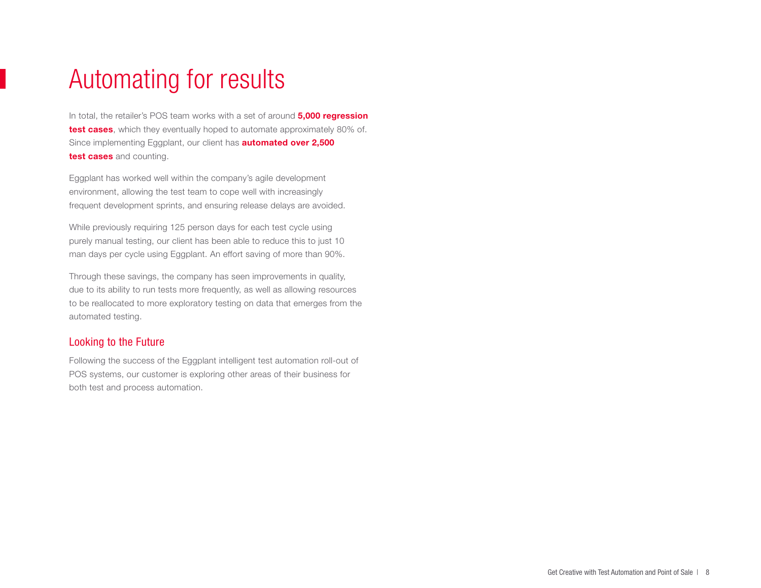# Automating for results

In total, the retailer's POS team works with a set of around **5,000 regression test cases**, which they eventually hoped to automate approximately 80% of. Since implementing Eggplant, our client has **automated over 2,500 test cases** and counting.

Eggplant has worked well within the company's agile development environment, allowing the test team to cope well with increasingly frequent development sprints, and ensuring release delays are avoided.

While previously requiring 125 person days for each test cycle using purely manual testing, our client has been able to reduce this to just 10 man days per cycle using Eggplant. An effort saving of more than 90%.

Through these savings, the company has seen improvements in quality, due to its ability to run tests more frequently, as well as allowing resources to be reallocated to more exploratory testing on data that emerges from the automated testing.

## Looking to the Future

Following the success of the Eggplant intelligent test automation roll-out of POS systems, our customer is exploring other areas of their business for both test and process automation.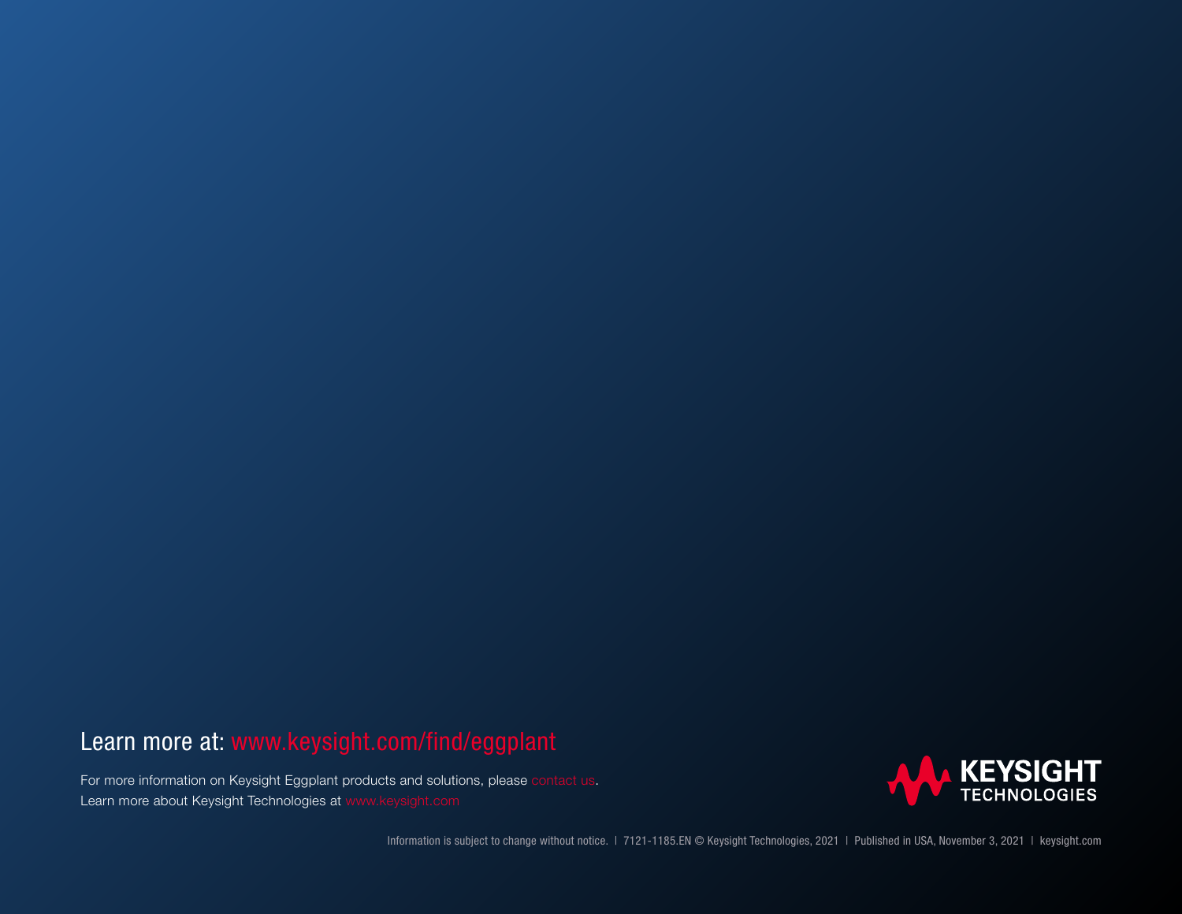Learn more at: www.keysight.com/find/eggplant

For more information on Keysight Eggplant products and solutions, please contact us.
Learn more about Keysight Technologies at www.keysight.com

KEYSIGHT TECHNOLOGIES

Information is subject to change without notice. | 7121-1185.EN © Keysight Technologies, 2021 | Published in USA, November 3, 2021 | keysight.com